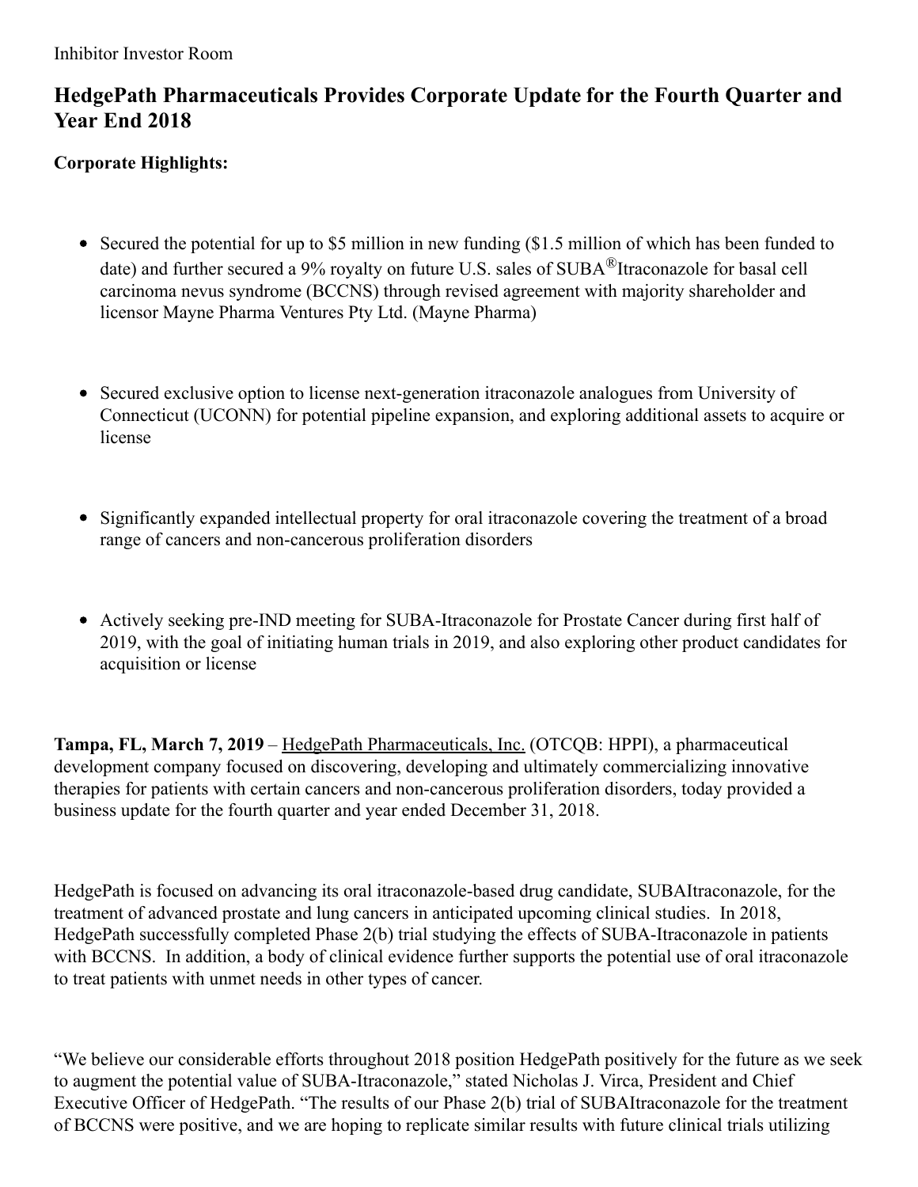Inhibitor Investor Room

# HedgePath Pharmaceuticals Provides Corporate Update for the Fourth Quarter and Year End 2018

**Corporate Highlights:**

- Secured the potential for up to $5 million in new funding ($1.5 million of which has been funded to date) and further secured a 9% royalty on future U.S. sales of SUBA®Itraconazole for basal cell carcinoma nevus syndrome (BCCNS) through revised agreement with majority shareholder and licensor Mayne Pharma Ventures Pty Ltd. (Mayne Pharma)

- Secured exclusive option to license next-generation itraconazole analogues from University of Connecticut (UCONN) for potential pipeline expansion, and exploring additional assets to acquire or license

- Significantly expanded intellectual property for oral itraconazole covering the treatment of a broad range of cancers and non-cancerous proliferation disorders

- Actively seeking pre-IND meeting for SUBA-Itraconazole for Prostate Cancer during first half of 2019, with the goal of initiating human trials in 2019, and also exploring other product candidates for acquisition or license

**Tampa, FL, March 7, 2019** – HedgePath Pharmaceuticals, Inc. (OTCQB: HPPI), a pharmaceutical development company focused on discovering, developing and ultimately commercializing innovative therapies for patients with certain cancers and non-cancerous proliferation disorders, today provided a business update for the fourth quarter and year ended December 31, 2018.

HedgePath is focused on advancing its oral itraconazole-based drug candidate, SUBAItraconazole, for the treatment of advanced prostate and lung cancers in anticipated upcoming clinical studies. In 2018, HedgePath successfully completed Phase 2(b) trial studying the effects of SUBA-Itraconazole in patients with BCCNS. In addition, a body of clinical evidence further supports the potential use of oral itraconazole to treat patients with unmet needs in other types of cancer.

"We believe our considerable efforts throughout 2018 position HedgePath positively for the future as we seek to augment the potential value of SUBA-Itraconazole," stated Nicholas J. Virca, President and Chief Executive Officer of HedgePath. "The results of our Phase 2(b) trial of SUBAItraconazole for the treatment of BCCNS were positive, and we are hoping to replicate similar results with future clinical trials utilizing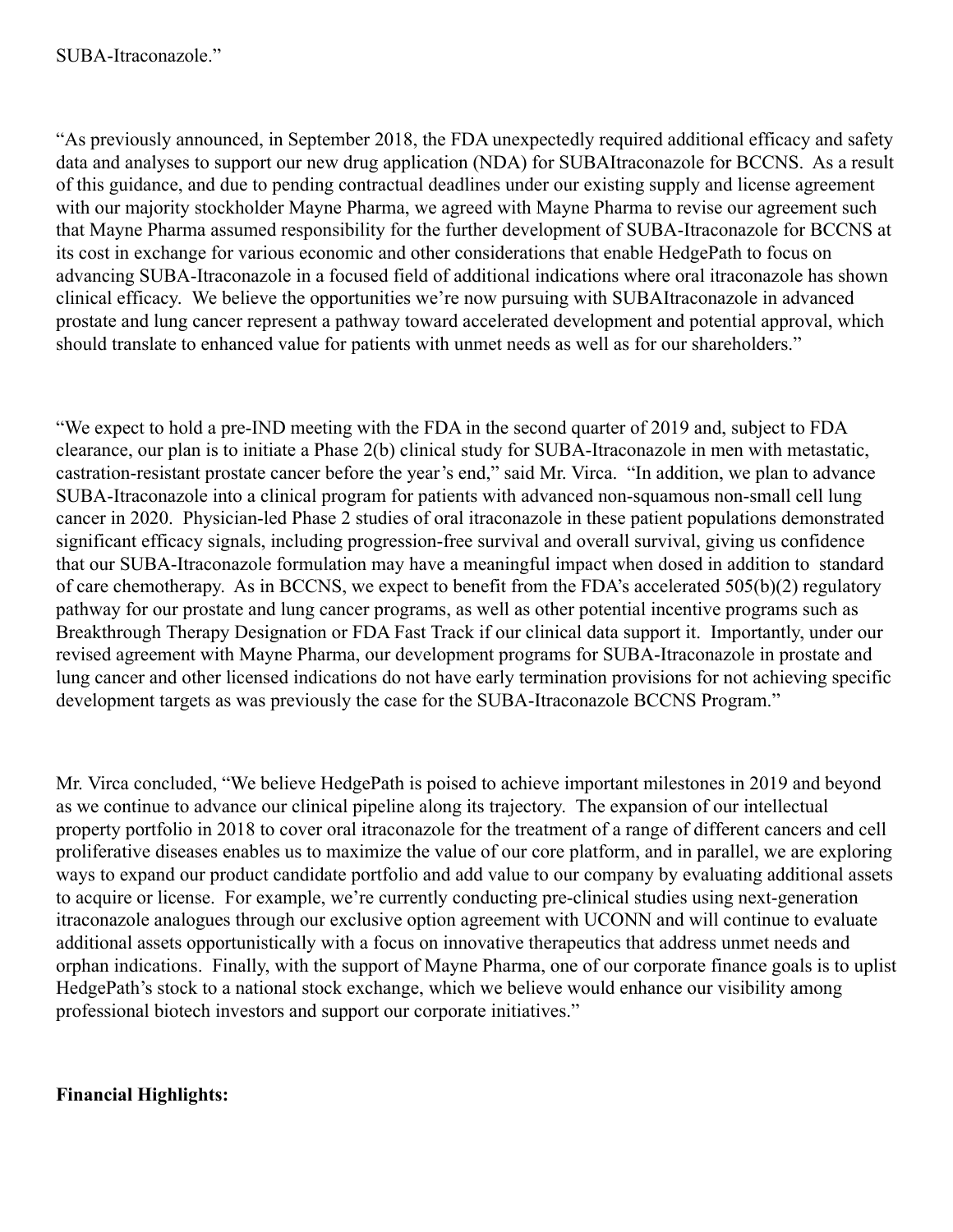SUBA-Itraconazole."

"As previously announced, in September 2018, the FDA unexpectedly required additional efficacy and safety data and analyses to support our new drug application (NDA) for SUBAItraconazole for BCCNS. As a result of this guidance, and due to pending contractual deadlines under our existing supply and license agreement with our majority stockholder Mayne Pharma, we agreed with Mayne Pharma to revise our agreement such that Mayne Pharma assumed responsibility for the further development of SUBA-Itraconazole for BCCNS at its cost in exchange for various economic and other considerations that enable HedgePath to focus on advancing SUBA-Itraconazole in a focused field of additional indications where oral itraconazole has shown clinical efficacy. We believe the opportunities we're now pursuing with SUBAItraconazole in advanced prostate and lung cancer represent a pathway toward accelerated development and potential approval, which should translate to enhanced value for patients with unmet needs as well as for our shareholders."

"We expect to hold a pre-IND meeting with the FDA in the second quarter of 2019 and, subject to FDA clearance, our plan is to initiate a Phase 2(b) clinical study for SUBA-Itraconazole in men with metastatic, castration-resistant prostate cancer before the year's end," said Mr. Virca. "In addition, we plan to advance SUBA-Itraconazole into a clinical program for patients with advanced non-squamous non-small cell lung cancer in 2020. Physician-led Phase 2 studies of oral itraconazole in these patient populations demonstrated significant efficacy signals, including progression-free survival and overall survival, giving us confidence that our SUBA-Itraconazole formulation may have a meaningful impact when dosed in addition to standard of care chemotherapy. As in BCCNS, we expect to benefit from the FDA's accelerated 505(b)(2) regulatory pathway for our prostate and lung cancer programs, as well as other potential incentive programs such as Breakthrough Therapy Designation or FDA Fast Track if our clinical data support it. Importantly, under our revised agreement with Mayne Pharma, our development programs for SUBA-Itraconazole in prostate and lung cancer and other licensed indications do not have early termination provisions for not achieving specific development targets as was previously the case for the SUBA-Itraconazole BCCNS Program."

Mr. Virca concluded, "We believe HedgePath is poised to achieve important milestones in 2019 and beyond as we continue to advance our clinical pipeline along its trajectory. The expansion of our intellectual property portfolio in 2018 to cover oral itraconazole for the treatment of a range of different cancers and cell proliferative diseases enables us to maximize the value of our core platform, and in parallel, we are exploring ways to expand our product candidate portfolio and add value to our company by evaluating additional assets to acquire or license. For example, we're currently conducting pre-clinical studies using next-generation itraconazole analogues through our exclusive option agreement with UCONN and will continue to evaluate additional assets opportunistically with a focus on innovative therapeutics that address unmet needs and orphan indications. Finally, with the support of Mayne Pharma, one of our corporate finance goals is to uplist HedgePath's stock to a national stock exchange, which we believe would enhance our visibility among professional biotech investors and support our corporate initiatives."

**Financial Highlights:**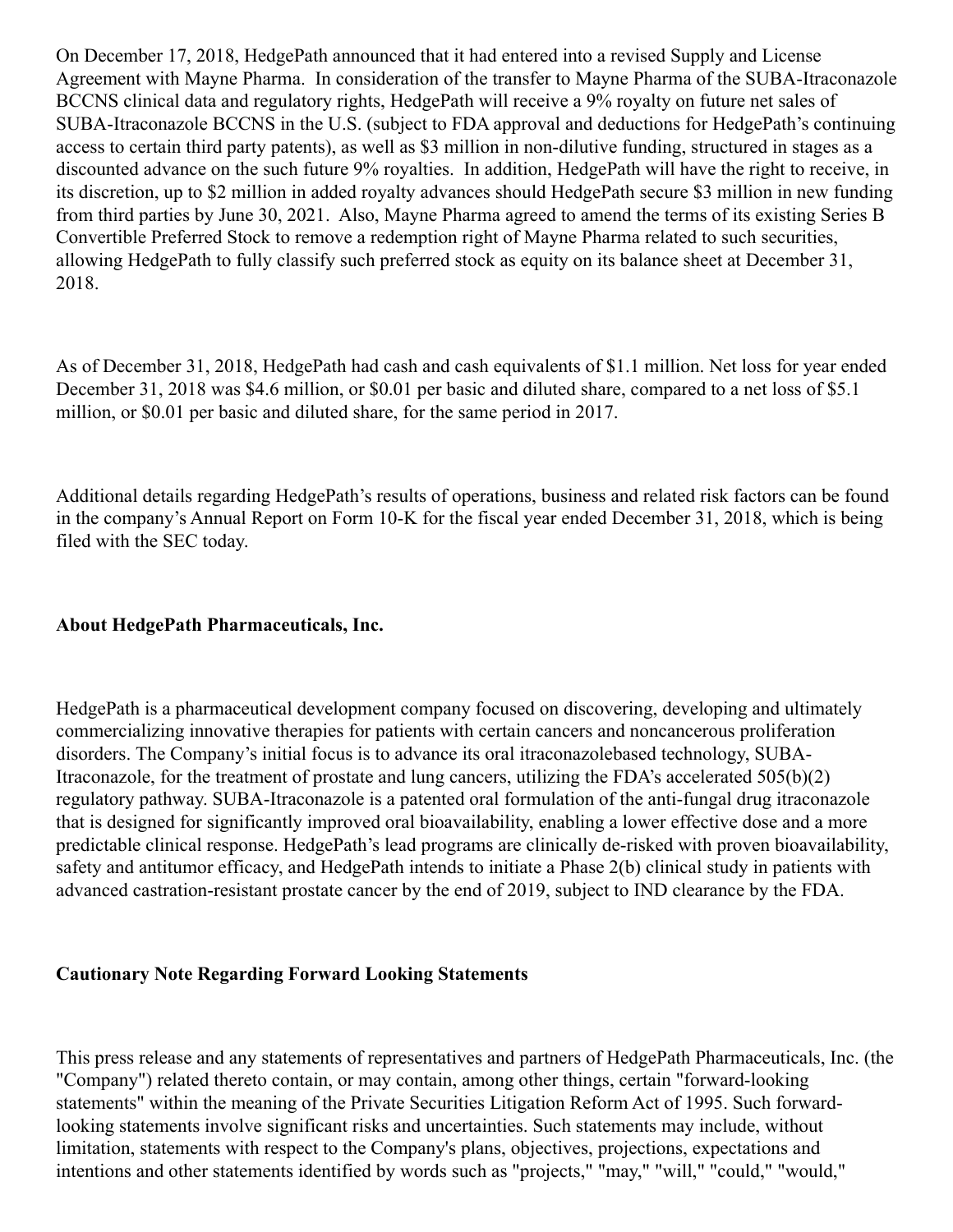On December 17, 2018, HedgePath announced that it had entered into a revised Supply and License Agreement with Mayne Pharma. In consideration of the transfer to Mayne Pharma of the SUBA-Itraconazole BCCNS clinical data and regulatory rights, HedgePath will receive a 9% royalty on future net sales of SUBA-Itraconazole BCCNS in the U.S. (subject to FDA approval and deductions for HedgePath's continuing access to certain third party patents), as well as $3 million in non-dilutive funding, structured in stages as a discounted advance on the such future 9% royalties. In addition, HedgePath will have the right to receive, in its discretion, up to $2 million in added royalty advances should HedgePath secure $3 million in new funding from third parties by June 30, 2021. Also, Mayne Pharma agreed to amend the terms of its existing Series B Convertible Preferred Stock to remove a redemption right of Mayne Pharma related to such securities, allowing HedgePath to fully classify such preferred stock as equity on its balance sheet at December 31, 2018.

As of December 31, 2018, HedgePath had cash and cash equivalents of $1.1 million. Net loss for year ended December 31, 2018 was $4.6 million, or $0.01 per basic and diluted share, compared to a net loss of $5.1 million, or $0.01 per basic and diluted share, for the same period in 2017.

Additional details regarding HedgePath's results of operations, business and related risk factors can be found in the company's Annual Report on Form 10-K for the fiscal year ended December 31, 2018, which is being filed with the SEC today.

**About HedgePath Pharmaceuticals, Inc.**

HedgePath is a pharmaceutical development company focused on discovering, developing and ultimately commercializing innovative therapies for patients with certain cancers and noncancerous proliferation disorders. The Company's initial focus is to advance its oral itraconazolebased technology, SUBA-Itraconazole, for the treatment of prostate and lung cancers, utilizing the FDA's accelerated 505(b)(2) regulatory pathway. SUBA-Itraconazole is a patented oral formulation of the anti-fungal drug itraconazole that is designed for significantly improved oral bioavailability, enabling a lower effective dose and a more predictable clinical response. HedgePath's lead programs are clinically de-risked with proven bioavailability, safety and antitumor efficacy, and HedgePath intends to initiate a Phase 2(b) clinical study in patients with advanced castration-resistant prostate cancer by the end of 2019, subject to IND clearance by the FDA.

**Cautionary Note Regarding Forward Looking Statements**

This press release and any statements of representatives and partners of HedgePath Pharmaceuticals, Inc. (the "Company") related thereto contain, or may contain, among other things, certain "forward-looking statements" within the meaning of the Private Securities Litigation Reform Act of 1995. Such forward-looking statements involve significant risks and uncertainties. Such statements may include, without limitation, statements with respect to the Company's plans, objectives, projections, expectations and intentions and other statements identified by words such as "projects," "may," "will," "could," "would,"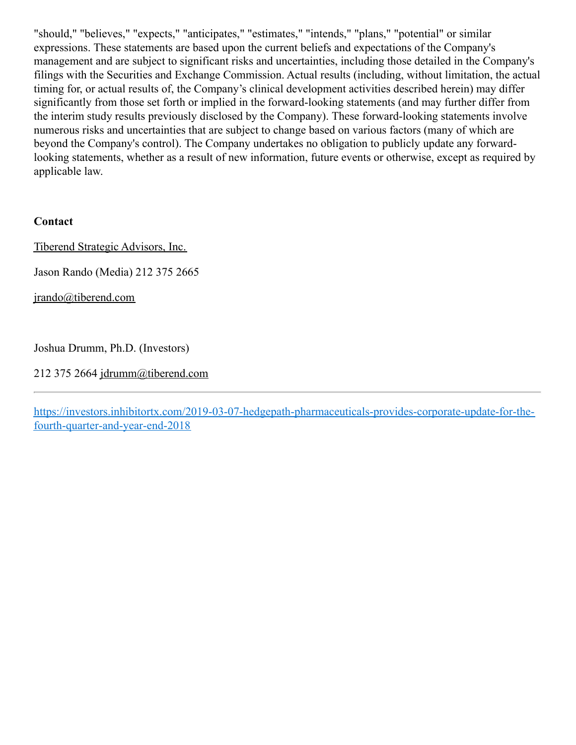"should," "believes," "expects," "anticipates," "estimates," "intends," "plans," "potential" or similar expressions. These statements are based upon the current beliefs and expectations of the Company's management and are subject to significant risks and uncertainties, including those detailed in the Company's filings with the Securities and Exchange Commission. Actual results (including, without limitation, the actual timing for, or actual results of, the Company's clinical development activities described herein) may differ significantly from those set forth or implied in the forward-looking statements (and may further differ from the interim study results previously disclosed by the Company). These forward-looking statements involve numerous risks and uncertainties that are subject to change based on various factors (many of which are beyond the Company's control). The Company undertakes no obligation to publicly update any forward-looking statements, whether as a result of new information, future events or otherwise, except as required by applicable law.

**Contact**

Tiberend Strategic Advisors, Inc.

Jason Rando (Media) 212 375 2665

jrando@tiberend.com

Joshua Drumm, Ph.D. (Investors)

212 375 2664 jdrumm@tiberend.com

---

https://investors.inhibitortx.com/2019-03-07-hedgepath-pharmaceuticals-provides-corporate-update-for-the-fourth-quarter-and-year-end-2018